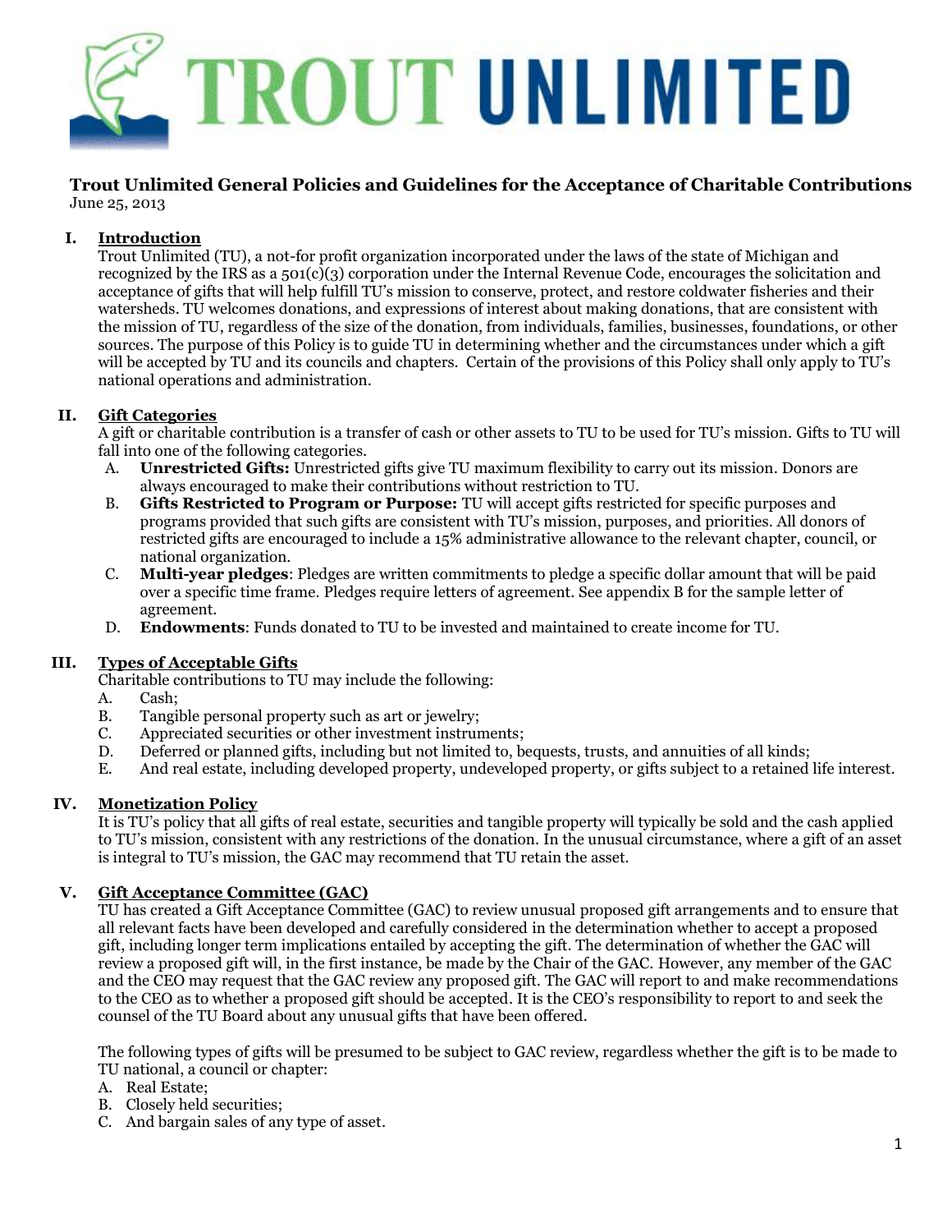# TROUT UNLIMITED

## Trout Unlimited General Policies and Guidelines for the Acceptance of Charitable Contributions

June 25, 2013

### I. Introduction

Trout Unlimited (TU), a not-for profit organization incorporated under the laws of the state of Michigan and recognized by the IRS as a 501(c)(3) corporation under the Internal Revenue Code, encourages the solicitation and acceptance of gifts that will help fulfill TU's mission to conserve, protect, and restore coldwater fisheries and their watersheds. TU welcomes donations, and expressions of interest about making donations, that are consistent with the mission of TU, regardless of the size of the donation, from individuals, families, businesses, foundations, or other sources. The purpose of this Policy is to guide TU in determining whether and the circumstances under which a gift will be accepted by TU and its councils and chapters. Certain of the provisions of this Policy shall only apply to TU's national operations and administration.

### II. Gift Categories

A gift or charitable contribution is a transfer of cash or other assets to TU to be used for TU's mission. Gifts to TU will fall into one of the following categories.

A. **Unrestricted Gifts:** Unrestricted gifts give TU maximum flexibility to carry out its mission. Donors are always encouraged to make their contributions without restriction to TU.

B. **Gifts Restricted to Program or Purpose:** TU will accept gifts restricted for specific purposes and programs provided that such gifts are consistent with TU's mission, purposes, and priorities. All donors of restricted gifts are encouraged to include a 15% administrative allowance to the relevant chapter, council, or national organization.

C. **Multi-year pledges**: Pledges are written commitments to pledge a specific dollar amount that will be paid over a specific time frame. Pledges require letters of agreement. See appendix B for the sample letter of agreement.

D. **Endowments**: Funds donated to TU to be invested and maintained to create income for TU.

### III. Types of Acceptable Gifts

Charitable contributions to TU may include the following:

A. Cash;

B. Tangible personal property such as art or jewelry;

C. Appreciated securities or other investment instruments;

D. Deferred or planned gifts, including but not limited to, bequests, trusts, and annuities of all kinds;

E. And real estate, including developed property, undeveloped property, or gifts subject to a retained life interest.

### IV. Monetization Policy

It is TU's policy that all gifts of real estate, securities and tangible property will typically be sold and the cash applied to TU's mission, consistent with any restrictions of the donation. In the unusual circumstance, where a gift of an asset is integral to TU's mission, the GAC may recommend that TU retain the asset.

### V. Gift Acceptance Committee (GAC)

TU has created a Gift Acceptance Committee (GAC) to review unusual proposed gift arrangements and to ensure that all relevant facts have been developed and carefully considered in the determination whether to accept a proposed gift, including longer term implications entailed by accepting the gift. The determination of whether the GAC will review a proposed gift will, in the first instance, be made by the Chair of the GAC. However, any member of the GAC and the CEO may request that the GAC review any proposed gift. The GAC will report to and make recommendations to the CEO as to whether a proposed gift should be accepted. It is the CEO's responsibility to report to and seek the counsel of the TU Board about any unusual gifts that have been offered.

The following types of gifts will be presumed to be subject to GAC review, regardless whether the gift is to be made to TU national, a council or chapter:

A. Real Estate;

B. Closely held securities;

C. And bargain sales of any type of asset.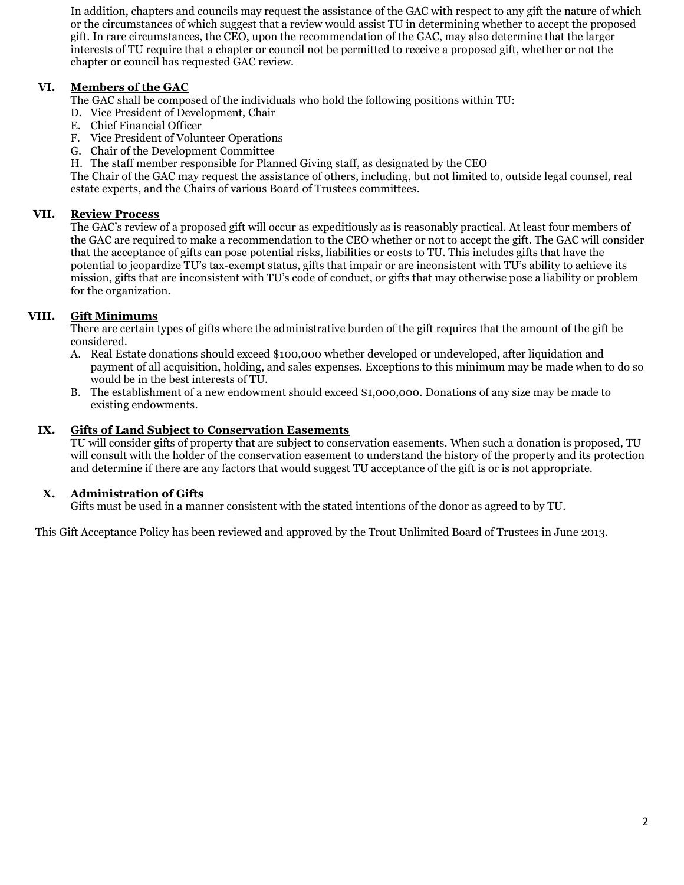In addition, chapters and councils may request the assistance of the GAC with respect to any gift the nature of which or the circumstances of which suggest that a review would assist TU in determining whether to accept the proposed gift. In rare circumstances, the CEO, upon the recommendation of the GAC, may also determine that the larger interests of TU require that a chapter or council not be permitted to receive a proposed gift, whether or not the chapter or council has requested GAC review.

## VI. Members of the GAC

The GAC shall be composed of the individuals who hold the following positions within TU:

D. Vice President of Development, Chair
E. Chief Financial Officer
F. Vice President of Volunteer Operations
G. Chair of the Development Committee
H. The staff member responsible for Planned Giving staff, as designated by the CEO

The Chair of the GAC may request the assistance of others, including, but not limited to, outside legal counsel, real estate experts, and the Chairs of various Board of Trustees committees.

## VII. Review Process

The GAC's review of a proposed gift will occur as expeditiously as is reasonably practical. At least four members of the GAC are required to make a recommendation to the CEO whether or not to accept the gift. The GAC will consider that the acceptance of gifts can pose potential risks, liabilities or costs to TU. This includes gifts that have the potential to jeopardize TU's tax-exempt status, gifts that impair or are inconsistent with TU's ability to achieve its mission, gifts that are inconsistent with TU's code of conduct, or gifts that may otherwise pose a liability or problem for the organization.

## VIII. Gift Minimums

There are certain types of gifts where the administrative burden of the gift requires that the amount of the gift be considered.

A. Real Estate donations should exceed $100,000 whether developed or undeveloped, after liquidation and payment of all acquisition, holding, and sales expenses. Exceptions to this minimum may be made when to do so would be in the best interests of TU.
B. The establishment of a new endowment should exceed $1,000,000. Donations of any size may be made to existing endowments.

## IX. Gifts of Land Subject to Conservation Easements

TU will consider gifts of property that are subject to conservation easements. When such a donation is proposed, TU will consult with the holder of the conservation easement to understand the history of the property and its protection and determine if there are any factors that would suggest TU acceptance of the gift is or is not appropriate.

## X. Administration of Gifts

Gifts must be used in a manner consistent with the stated intentions of the donor as agreed to by TU.

This Gift Acceptance Policy has been reviewed and approved by the Trout Unlimited Board of Trustees in June 2013.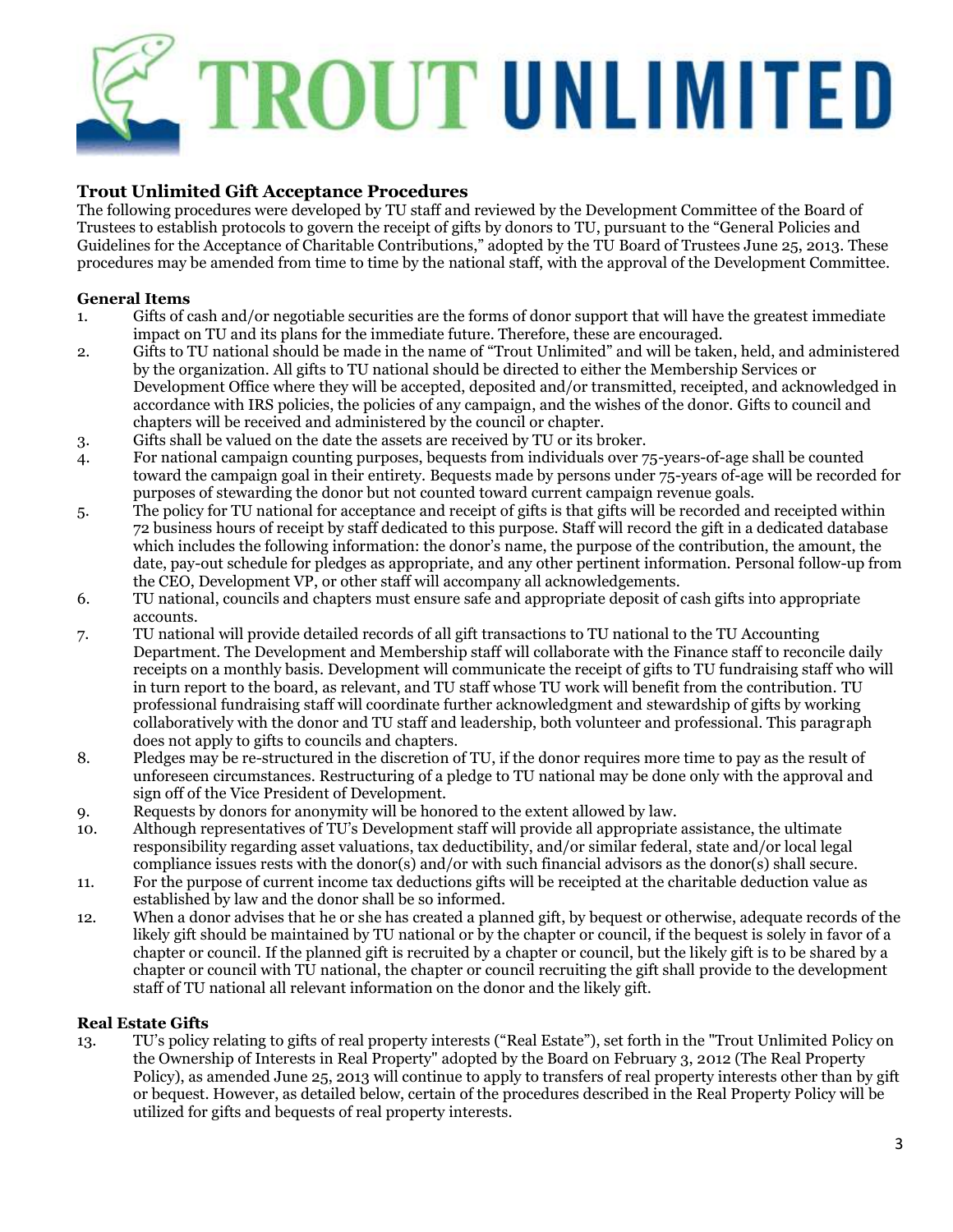# TROUT UNLIMITED

## Trout Unlimited Gift Acceptance Procedures

The following procedures were developed by TU staff and reviewed by the Development Committee of the Board of Trustees to establish protocols to govern the receipt of gifts by donors to TU, pursuant to the "General Policies and Guidelines for the Acceptance of Charitable Contributions," adopted by the TU Board of Trustees June 25, 2013. These procedures may be amended from time to time by the national staff, with the approval of the Development Committee.

### General Items

1. Gifts of cash and/or negotiable securities are the forms of donor support that will have the greatest immediate impact on TU and its plans for the immediate future. Therefore, these are encouraged.
2. Gifts to TU national should be made in the name of "Trout Unlimited" and will be taken, held, and administered by the organization. All gifts to TU national should be directed to either the Membership Services or Development Office where they will be accepted, deposited and/or transmitted, receipted, and acknowledged in accordance with IRS policies, the policies of any campaign, and the wishes of the donor. Gifts to council and chapters will be received and administered by the council or chapter.
3. Gifts shall be valued on the date the assets are received by TU or its broker.
4. For national campaign counting purposes, bequests from individuals over 75-years-of-age shall be counted toward the campaign goal in their entirety. Bequests made by persons under 75-years of-age will be recorded for purposes of stewarding the donor but not counted toward current campaign revenue goals.
5. The policy for TU national for acceptance and receipt of gifts is that gifts will be recorded and receipted within 72 business hours of receipt by staff dedicated to this purpose. Staff will record the gift in a dedicated database which includes the following information: the donor's name, the purpose of the contribution, the amount, the date, pay-out schedule for pledges as appropriate, and any other pertinent information. Personal follow-up from the CEO, Development VP, or other staff will accompany all acknowledgements.
6. TU national, councils and chapters must ensure safe and appropriate deposit of cash gifts into appropriate accounts.
7. TU national will provide detailed records of all gift transactions to TU national to the TU Accounting Department. The Development and Membership staff will collaborate with the Finance staff to reconcile daily receipts on a monthly basis. Development will communicate the receipt of gifts to TU fundraising staff who will in turn report to the board, as relevant, and TU staff whose TU work will benefit from the contribution. TU professional fundraising staff will coordinate further acknowledgment and stewardship of gifts by working collaboratively with the donor and TU staff and leadership, both volunteer and professional. This paragraph does not apply to gifts to councils and chapters.
8. Pledges may be re-structured in the discretion of TU, if the donor requires more time to pay as the result of unforeseen circumstances. Restructuring of a pledge to TU national may be done only with the approval and sign off of the Vice President of Development.
9. Requests by donors for anonymity will be honored to the extent allowed by law.
10. Although representatives of TU's Development staff will provide all appropriate assistance, the ultimate responsibility regarding asset valuations, tax deductibility, and/or similar federal, state and/or local legal compliance issues rests with the donor(s) and/or with such financial advisors as the donor(s) shall secure.
11. For the purpose of current income tax deductions gifts will be receipted at the charitable deduction value as established by law and the donor shall be so informed.
12. When a donor advises that he or she has created a planned gift, by bequest or otherwise, adequate records of the likely gift should be maintained by TU national or by the chapter or council, if the bequest is solely in favor of a chapter or council. If the planned gift is recruited by a chapter or council, but the likely gift is to be shared by a chapter or council with TU national, the chapter or council recruiting the gift shall provide to the development staff of TU national all relevant information on the donor and the likely gift.

### Real Estate Gifts

13. TU's policy relating to gifts of real property interests ("Real Estate"), set forth in the "Trout Unlimited Policy on the Ownership of Interests in Real Property" adopted by the Board on February 3, 2012 (The Real Property Policy), as amended June 25, 2013 will continue to apply to transfers of real property interests other than by gift or bequest. However, as detailed below, certain of the procedures described in the Real Property Policy will be utilized for gifts and bequests of real property interests.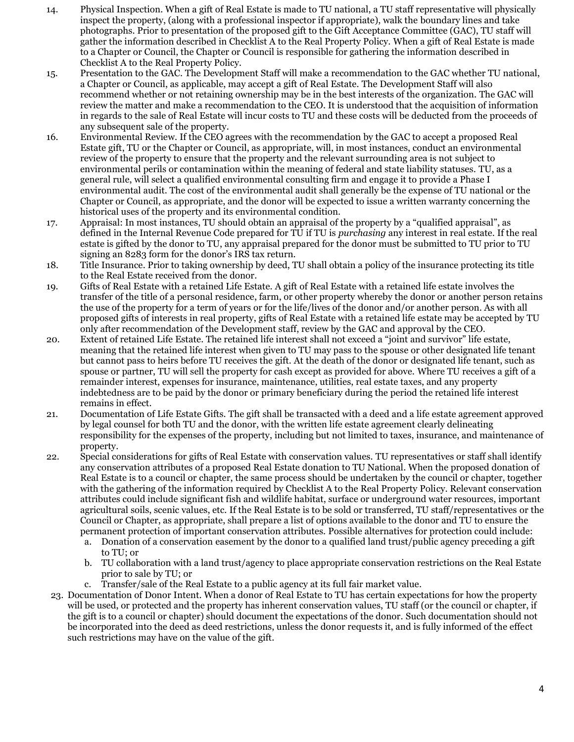14. Physical Inspection. When a gift of Real Estate is made to TU national, a TU staff representative will physically inspect the property, (along with a professional inspector if appropriate), walk the boundary lines and take photographs. Prior to presentation of the proposed gift to the Gift Acceptance Committee (GAC), TU staff will gather the information described in Checklist A to the Real Property Policy. When a gift of Real Estate is made to a Chapter or Council, the Chapter or Council is responsible for gathering the information described in Checklist A to the Real Property Policy.
15. Presentation to the GAC. The Development Staff will make a recommendation to the GAC whether TU national, a Chapter or Council, as applicable, may accept a gift of Real Estate. The Development Staff will also recommend whether or not retaining ownership may be in the best interests of the organization. The GAC will review the matter and make a recommendation to the CEO. It is understood that the acquisition of information in regards to the sale of Real Estate will incur costs to TU and these costs will be deducted from the proceeds of any subsequent sale of the property.
16. Environmental Review. If the CEO agrees with the recommendation by the GAC to accept a proposed Real Estate gift, TU or the Chapter or Council, as appropriate, will, in most instances, conduct an environmental review of the property to ensure that the property and the relevant surrounding area is not subject to environmental perils or contamination within the meaning of federal and state liability statuses. TU, as a general rule, will select a qualified environmental consulting firm and engage it to provide a Phase I environmental audit. The cost of the environmental audit shall generally be the expense of TU national or the Chapter or Council, as appropriate, and the donor will be expected to issue a written warranty concerning the historical uses of the property and its environmental condition.
17. Appraisal: In most instances, TU should obtain an appraisal of the property by a "qualified appraisal", as defined in the Internal Revenue Code prepared for TU if TU is *purchasing* any interest in real estate. If the real estate is gifted by the donor to TU, any appraisal prepared for the donor must be submitted to TU prior to TU signing an 8283 form for the donor's IRS tax return.
18. Title Insurance. Prior to taking ownership by deed, TU shall obtain a policy of the insurance protecting its title to the Real Estate received from the donor.
19. Gifts of Real Estate with a retained Life Estate. A gift of Real Estate with a retained life estate involves the transfer of the title of a personal residence, farm, or other property whereby the donor or another person retains the use of the property for a term of years or for the life/lives of the donor and/or another person. As with all proposed gifts of interests in real property, gifts of Real Estate with a retained life estate may be accepted by TU only after recommendation of the Development staff, review by the GAC and approval by the CEO.
20. Extent of retained Life Estate. The retained life interest shall not exceed a "joint and survivor" life estate, meaning that the retained life interest when given to TU may pass to the spouse or other designated life tenant but cannot pass to heirs before TU receives the gift. At the death of the donor or designated life tenant, such as spouse or partner, TU will sell the property for cash except as provided for above. Where TU receives a gift of a remainder interest, expenses for insurance, maintenance, utilities, real estate taxes, and any property indebtedness are to be paid by the donor or primary beneficiary during the period the retained life interest remains in effect.
21. Documentation of Life Estate Gifts. The gift shall be transacted with a deed and a life estate agreement approved by legal counsel for both TU and the donor, with the written life estate agreement clearly delineating responsibility for the expenses of the property, including but not limited to taxes, insurance, and maintenance of property.
22. Special considerations for gifts of Real Estate with conservation values. TU representatives or staff shall identify any conservation attributes of a proposed Real Estate donation to TU National. When the proposed donation of Real Estate is to a council or chapter, the same process should be undertaken by the council or chapter, together with the gathering of the information required by Checklist A to the Real Property Policy. Relevant conservation attributes could include significant fish and wildlife habitat, surface or underground water resources, important agricultural soils, scenic values, etc. If the Real Estate is to be sold or transferred, TU staff/representatives or the Council or Chapter, as appropriate, shall prepare a list of options available to the donor and TU to ensure the permanent protection of important conservation attributes. Possible alternatives for protection could include:
    a. Donation of a conservation easement by the donor to a qualified land trust/public agency preceding a gift to TU; or
    b. TU collaboration with a land trust/agency to place appropriate conservation restrictions on the Real Estate prior to sale by TU; or
    c. Transfer/sale of the Real Estate to a public agency at its full fair market value.
23. Documentation of Donor Intent. When a donor of Real Estate to TU has certain expectations for how the property will be used, or protected and the property has inherent conservation values, TU staff (or the council or chapter, if the gift is to a council or chapter) should document the expectations of the donor. Such documentation should not be incorporated into the deed as deed restrictions, unless the donor requests it, and is fully informed of the effect such restrictions may have on the value of the gift.